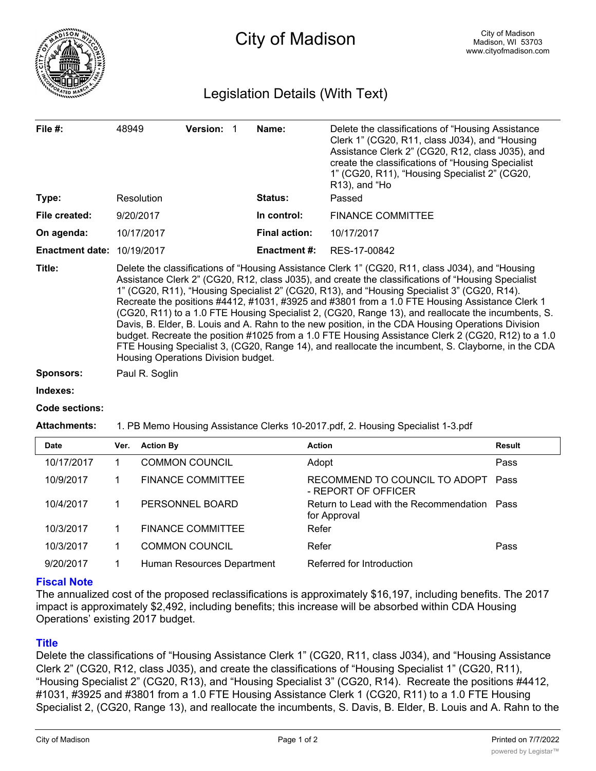# City of Madison

City of Madison
Madison, WI 53703
www.cityofmadison.com

## Legislation Details (With Text)

| | | | | | |
|---|---|---|---|---|---|
| **File #:** | 48949 | **Version:** | 1 | **Name:** | Delete the classifications of "Housing Assistance Clerk 1" (CG20, R11, class J034), and "Housing Assistance Clerk 2" (CG20, R12, class J035), and create the classifications of "Housing Specialist 1" (CG20, R11), "Housing Specialist 2" (CG20, R13), and "Ho |
| **Type:** | Resolution | | | **Status:** | Passed |
| **File created:** | 9/20/2017 | | | **In control:** | FINANCE COMMITTEE |
| **On agenda:** | 10/17/2017 | | | **Final action:** | 10/17/2017 |
| **Enactment date:** | 10/19/2017 | | | **Enactment #:** | RES-17-00842 |

**Title:** Delete the classifications of "Housing Assistance Clerk 1" (CG20, R11, class J034), and "Housing Assistance Clerk 2" (CG20, R12, class J035), and create the classifications of "Housing Specialist 1" (CG20, R11), "Housing Specialist 2" (CG20, R13), and "Housing Specialist 3" (CG20, R14). Recreate the positions #4412, #1031, #3925 and #3801 from a 1.0 FTE Housing Assistance Clerk 1 (CG20, R11) to a 1.0 FTE Housing Specialist 2, (CG20, Range 13), and reallocate the incumbents, S. Davis, B. Elder, B. Louis and A. Rahn to the new position, in the CDA Housing Operations Division budget. Recreate the position #1025 from a 1.0 FTE Housing Assistance Clerk 2 (CG20, R12) to a 1.0 FTE Housing Specialist 3, (CG20, Range 14), and reallocate the incumbent, S. Clayborne, in the CDA Housing Operations Division budget.

**Sponsors:** Paul R. Soglin

**Indexes:**

**Code sections:**

**Attachments:** 1. PB Memo Housing Assistance Clerks 10-2017.pdf, 2. Housing Specialist 1-3.pdf

| Date | Ver. | Action By | Action | Result |
|---|---|---|---|---|
| 10/17/2017 | 1 | COMMON COUNCIL | Adopt | Pass |
| 10/9/2017 | 1 | FINANCE COMMITTEE | RECOMMEND TO COUNCIL TO ADOPT - REPORT OF OFFICER | Pass |
| 10/4/2017 | 1 | PERSONNEL BOARD | Return to Lead with the Recommendation for Approval | Pass |
| 10/3/2017 | 1 | FINANCE COMMITTEE | Refer | |
| 10/3/2017 | 1 | COMMON COUNCIL | Refer | Pass |
| 9/20/2017 | 1 | Human Resources Department | Referred for Introduction | |

## Fiscal Note

The annualized cost of the proposed reclassifications is approximately $16,197, including benefits. The 2017 impact is approximately $2,492, including benefits; this increase will be absorbed within CDA Housing Operations' existing 2017 budget.

## Title

Delete the classifications of "Housing Assistance Clerk 1" (CG20, R11, class J034), and "Housing Assistance Clerk 2" (CG20, R12, class J035), and create the classifications of "Housing Specialist 1" (CG20, R11), "Housing Specialist 2" (CG20, R13), and "Housing Specialist 3" (CG20, R14). Recreate the positions #4412, #1031, #3925 and #3801 from a 1.0 FTE Housing Assistance Clerk 1 (CG20, R11) to a 1.0 FTE Housing Specialist 2, (CG20, Range 13), and reallocate the incumbents, S. Davis, B. Elder, B. Louis and A. Rahn to the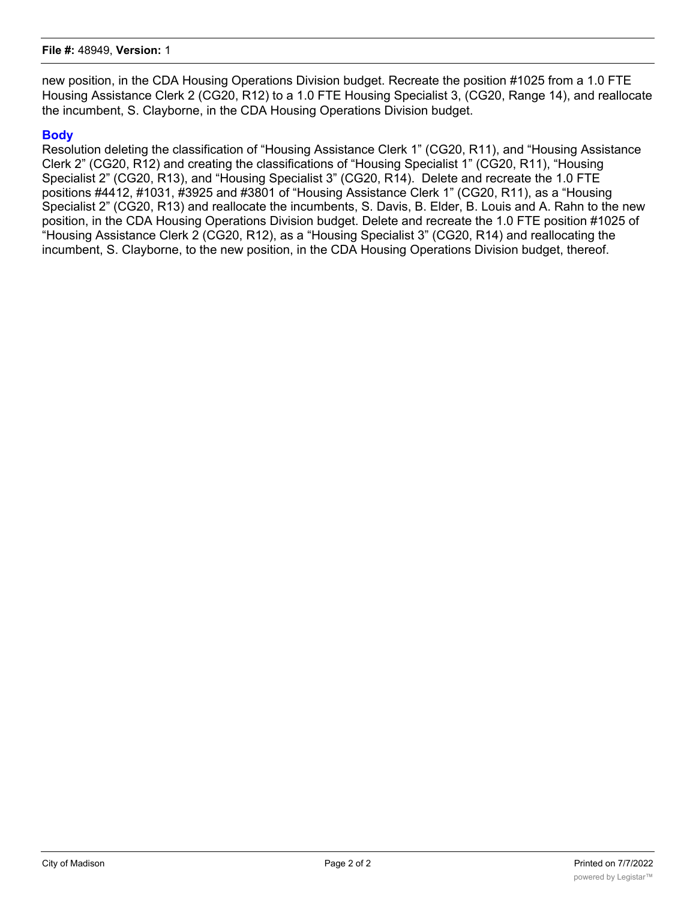new position, in the CDA Housing Operations Division budget. Recreate the position #1025 from a 1.0 FTE Housing Assistance Clerk 2 (CG20, R12) to a 1.0 FTE Housing Specialist 3, (CG20, Range 14), and reallocate the incumbent, S. Clayborne, in the CDA Housing Operations Division budget.

## Body

Resolution deleting the classification of "Housing Assistance Clerk 1" (CG20, R11), and "Housing Assistance Clerk 2" (CG20, R12) and creating the classifications of "Housing Specialist 1" (CG20, R11), "Housing Specialist 2" (CG20, R13), and "Housing Specialist 3" (CG20, R14). Delete and recreate the 1.0 FTE positions #4412, #1031, #3925 and #3801 of "Housing Assistance Clerk 1" (CG20, R11), as a "Housing Specialist 2" (CG20, R13) and reallocate the incumbents, S. Davis, B. Elder, B. Louis and A. Rahn to the new position, in the CDA Housing Operations Division budget. Delete and recreate the 1.0 FTE position #1025 of "Housing Assistance Clerk 2 (CG20, R12), as a "Housing Specialist 3" (CG20, R14) and reallocating the incumbent, S. Clayborne, to the new position, in the CDA Housing Operations Division budget, thereof.